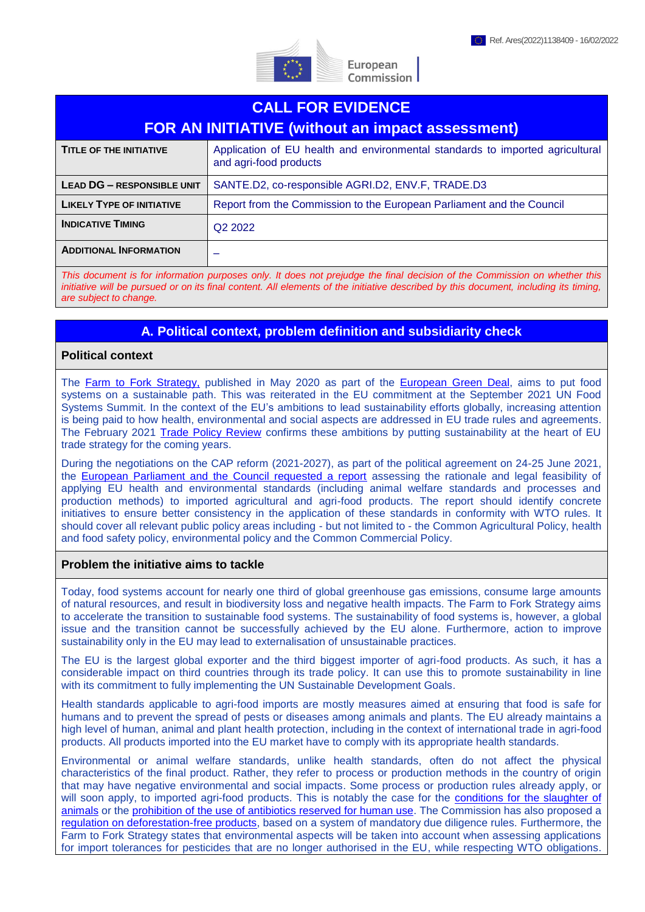Ref. Ares(2022)1138409 - 16/02/2022

European Commission

# CALL FOR EVIDENCE FOR AN INITIATIVE (without an impact assessment)

| | |
|---|---|
| **TITLE OF THE INITIATIVE** | Application of EU health and environmental standards to imported agricultural and agri-food products |
| **LEAD DG – RESPONSIBLE UNIT** | SANTE.D2, co-responsible AGRI.D2, ENV.F, TRADE.D3 |
| **LIKELY TYPE OF INITIATIVE** | Report from the Commission to the European Parliament and the Council |
| **INDICATIVE TIMING** | Q2 2022 |
| **ADDITIONAL INFORMATION** | – |

*This document is for information purposes only. It does not prejudge the final decision of the Commission on whether this initiative will be pursued or on its final content. All elements of the initiative described by this document, including its timing, are subject to change.*

## A. Political context, problem definition and subsidiarity check

### Political context

The Farm to Fork Strategy, published in May 2020 as part of the European Green Deal, aims to put food systems on a sustainable path. This was reiterated in the EU commitment at the September 2021 UN Food Systems Summit. In the context of the EU's ambitions to lead sustainability efforts globally, increasing attention is being paid to how health, environmental and social aspects are addressed in EU trade rules and agreements. The February 2021 Trade Policy Review confirms these ambitions by putting sustainability at the heart of EU trade strategy for the coming years.

During the negotiations on the CAP reform (2021-2027), as part of the political agreement on 24-25 June 2021, the European Parliament and the Council requested a report assessing the rationale and legal feasibility of applying EU health and environmental standards (including animal welfare standards and processes and production methods) to imported agricultural and agri-food products. The report should identify concrete initiatives to ensure better consistency in the application of these standards in conformity with WTO rules. It should cover all relevant public policy areas including - but not limited to - the Common Agricultural Policy, health and food safety policy, environmental policy and the Common Commercial Policy.

### Problem the initiative aims to tackle

Today, food systems account for nearly one third of global greenhouse gas emissions, consume large amounts of natural resources, and result in biodiversity loss and negative health impacts. The Farm to Fork Strategy aims to accelerate the transition to sustainable food systems. The sustainability of food systems is, however, a global issue and the transition cannot be successfully achieved by the EU alone. Furthermore, action to improve sustainability only in the EU may lead to externalisation of unsustainable practices.

The EU is the largest global exporter and the third biggest importer of agri-food products. As such, it has a considerable impact on third countries through its trade policy. It can use this to promote sustainability in line with its commitment to fully implementing the UN Sustainable Development Goals.

Health standards applicable to agri-food imports are mostly measures aimed at ensuring that food is safe for humans and to prevent the spread of pests or diseases among animals and plants. The EU already maintains a high level of human, animal and plant health protection, including in the context of international trade in agri-food products. All products imported into the EU market have to comply with its appropriate health standards.

Environmental or animal welfare standards, unlike health standards, often do not affect the physical characteristics of the final product. Rather, they refer to process or production methods in the country of origin that may have negative environmental and social impacts. Some process or production rules already apply, or will soon apply, to imported agri-food products. This is notably the case for the conditions for the slaughter of animals or the prohibition of the use of antibiotics reserved for human use. The Commission has also proposed a regulation on deforestation-free products, based on a system of mandatory due diligence rules. Furthermore, the Farm to Fork Strategy states that environmental aspects will be taken into account when assessing applications for import tolerances for pesticides that are no longer authorised in the EU, while respecting WTO obligations.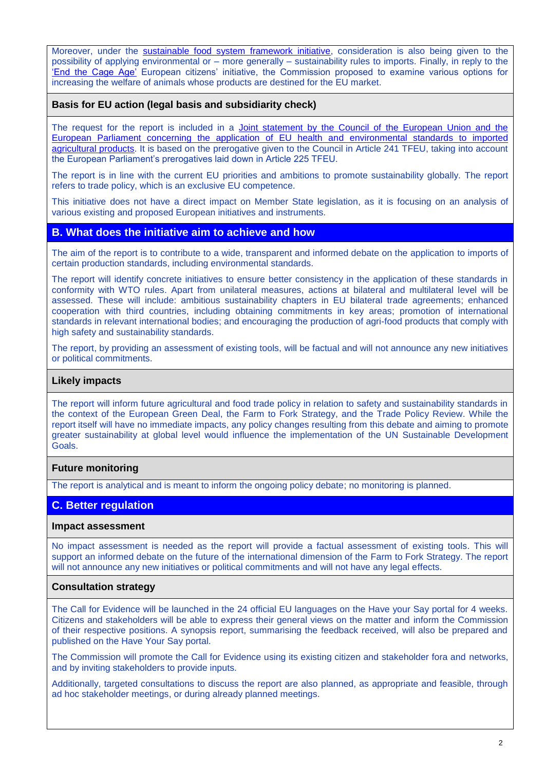Moreover, under the sustainable food system framework initiative, consideration is also being given to the possibility of applying environmental or – more generally – sustainability rules to imports. Finally, in reply to the 'End the Cage Age' European citizens' initiative, the Commission proposed to examine various options for increasing the welfare of animals whose products are destined for the EU market.

### Basis for EU action (legal basis and subsidiarity check)

The request for the report is included in a Joint statement by the Council of the European Union and the European Parliament concerning the application of EU health and environmental standards to imported agricultural products. It is based on the prerogative given to the Council in Article 241 TFEU, taking into account the European Parliament's prerogatives laid down in Article 225 TFEU.

The report is in line with the current EU priorities and ambitions to promote sustainability globally. The report refers to trade policy, which is an exclusive EU competence.

This initiative does not have a direct impact on Member State legislation, as it is focusing on an analysis of various existing and proposed European initiatives and instruments.

## B. What does the initiative aim to achieve and how

The aim of the report is to contribute to a wide, transparent and informed debate on the application to imports of certain production standards, including environmental standards.

The report will identify concrete initiatives to ensure better consistency in the application of these standards in conformity with WTO rules. Apart from unilateral measures, actions at bilateral and multilateral level will be assessed. These will include: ambitious sustainability chapters in EU bilateral trade agreements; enhanced cooperation with third countries, including obtaining commitments in key areas; promotion of international standards in relevant international bodies; and encouraging the production of agri-food products that comply with high safety and sustainability standards.

The report, by providing an assessment of existing tools, will be factual and will not announce any new initiatives or political commitments.

### Likely impacts

The report will inform future agricultural and food trade policy in relation to safety and sustainability standards in the context of the European Green Deal, the Farm to Fork Strategy, and the Trade Policy Review. While the report itself will have no immediate impacts, any policy changes resulting from this debate and aiming to promote greater sustainability at global level would influence the implementation of the UN Sustainable Development Goals.

### Future monitoring

The report is analytical and is meant to inform the ongoing policy debate; no monitoring is planned.

## C. Better regulation

### Impact assessment

No impact assessment is needed as the report will provide a factual assessment of existing tools. This will support an informed debate on the future of the international dimension of the Farm to Fork Strategy. The report will not announce any new initiatives or political commitments and will not have any legal effects.

### Consultation strategy

The Call for Evidence will be launched in the 24 official EU languages on the Have your Say portal for 4 weeks. Citizens and stakeholders will be able to express their general views on the matter and inform the Commission of their respective positions. A synopsis report, summarising the feedback received, will also be prepared and published on the Have Your Say portal.

The Commission will promote the Call for Evidence using its existing citizen and stakeholder fora and networks, and by inviting stakeholders to provide inputs.

Additionally, targeted consultations to discuss the report are also planned, as appropriate and feasible, through ad hoc stakeholder meetings, or during already planned meetings.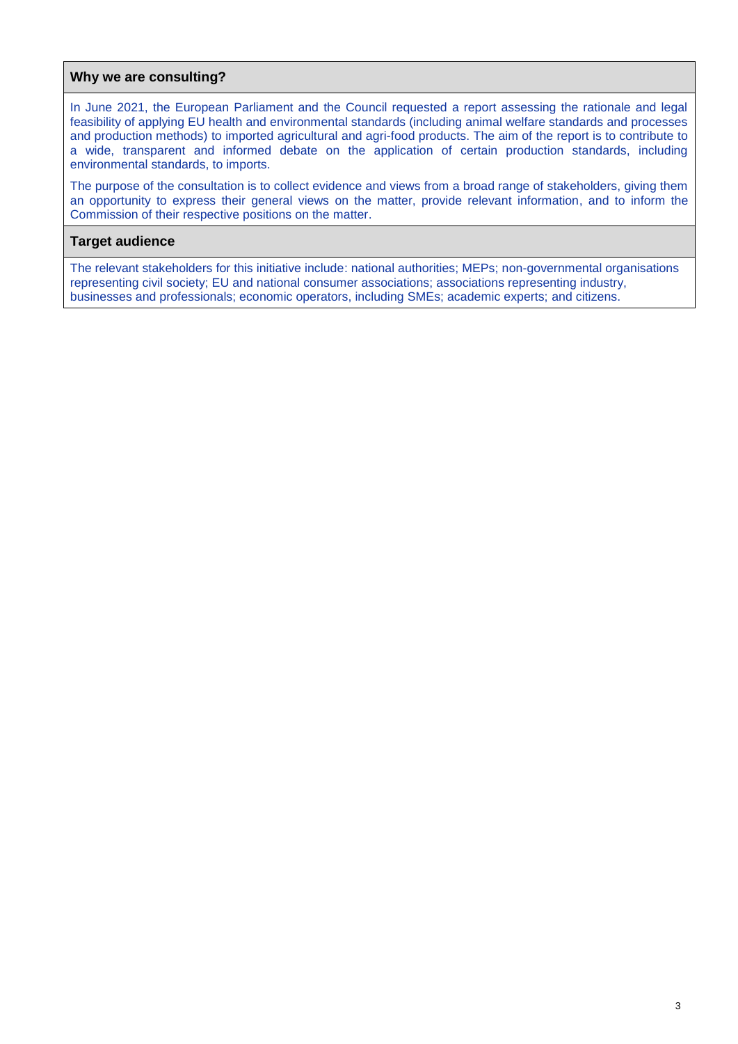### Why we are consulting?

In June 2021, the European Parliament and the Council requested a report assessing the rationale and legal feasibility of applying EU health and environmental standards (including animal welfare standards and processes and production methods) to imported agricultural and agri-food products. The aim of the report is to contribute to a wide, transparent and informed debate on the application of certain production standards, including environmental standards, to imports.

The purpose of the consultation is to collect evidence and views from a broad range of stakeholders, giving them an opportunity to express their general views on the matter, provide relevant information, and to inform the Commission of their respective positions on the matter.

### Target audience

The relevant stakeholders for this initiative include: national authorities; MEPs; non-governmental organisations representing civil society; EU and national consumer associations; associations representing industry, businesses and professionals; economic operators, including SMEs; academic experts; and citizens.